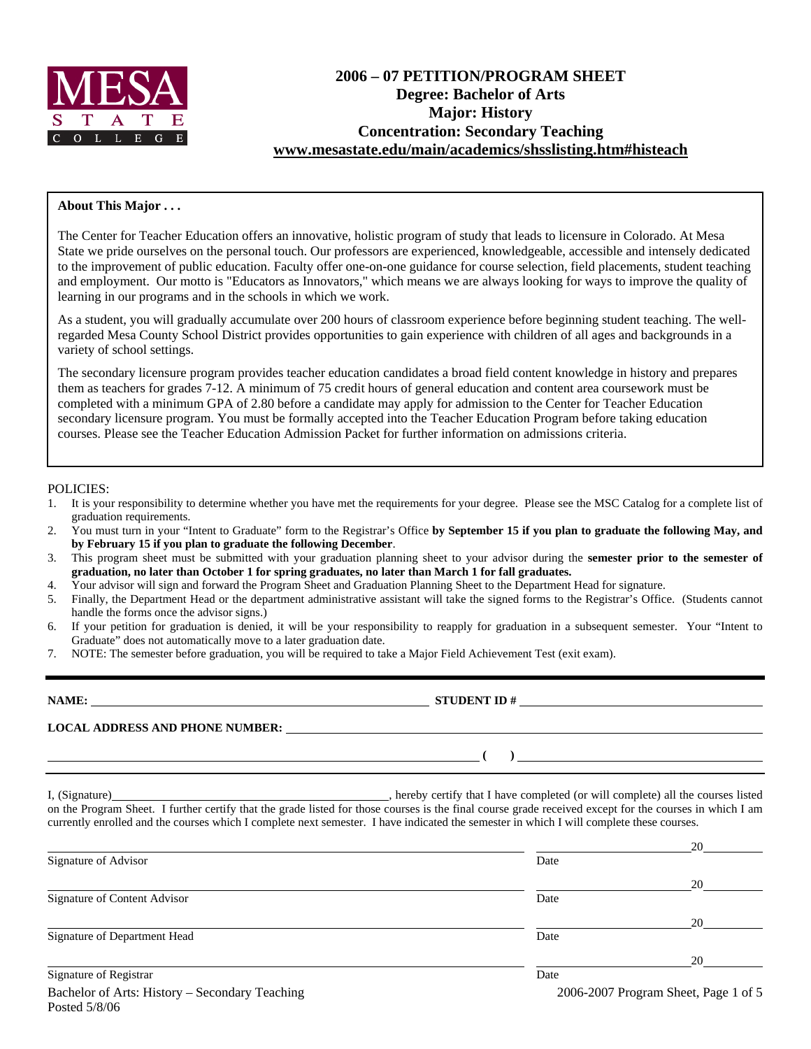# 2006 – 07 PETITION/PROGRAM SHEET
## Degree: Bachelor of Arts
## Major: History
## Concentration: Secondary Teaching
**www.mesastate.edu/main/academics/shsslisting.htm#histeach**

**About This Major . . .**

The Center for Teacher Education offers an innovative, holistic program of study that leads to licensure in Colorado. At Mesa State we pride ourselves on the personal touch. Our professors are experienced, knowledgeable, accessible and intensely dedicated to the improvement of public education. Faculty offer one-on-one guidance for course selection, field placements, student teaching and employment. Our motto is "Educators as Innovators," which means we are always looking for ways to improve the quality of learning in our programs and in the schools in which we work.

As a student, you will gradually accumulate over 200 hours of classroom experience before beginning student teaching. The well-regarded Mesa County School District provides opportunities to gain experience with children of all ages and backgrounds in a variety of school settings.

The secondary licensure program provides teacher education candidates a broad field content knowledge in history and prepares them as teachers for grades 7-12. A minimum of 75 credit hours of general education and content area coursework must be completed with a minimum GPA of 2.80 before a candidate may apply for admission to the Center for Teacher Education secondary licensure program. You must be formally accepted into the Teacher Education Program before taking education courses. Please see the Teacher Education Admission Packet for further information on admissions criteria.

POLICIES:

1. It is your responsibility to determine whether you have met the requirements for your degree. Please see the MSC Catalog for a complete list of graduation requirements.
2. You must turn in your "Intent to Graduate" form to the Registrar's Office **by September 15 if you plan to graduate the following May, and by February 15 if you plan to graduate the following December**.
3. This program sheet must be submitted with your graduation planning sheet to your advisor during the **semester prior to the semester of graduation, no later than October 1 for spring graduates, no later than March 1 for fall graduates.**
4. Your advisor will sign and forward the Program Sheet and Graduation Planning Sheet to the Department Head for signature.
5. Finally, the Department Head or the department administrative assistant will take the signed forms to the Registrar's Office. (Students cannot handle the forms once the advisor signs.)
6. If your petition for graduation is denied, it will be your responsibility to reapply for graduation in a subsequent semester. Your "Intent to Graduate" does not automatically move to a later graduation date.
7. NOTE: The semester before graduation, you will be required to take a Major Field Achievement Test (exit exam).

---

**NAME:** ______________________ **STUDENT ID #** ______________________

**LOCAL ADDRESS AND PHONE NUMBER:** ______________________

______________________ **( )** ______________________

I, (Signature)______________________, hereby certify that I have completed (or will complete) all the courses listed on the Program Sheet. I further certify that the grade listed for those courses is the final course grade received except for the courses in which I am currently enrolled and the courses which I complete next semester. I have indicated the semester in which I will complete these courses.

| | |
|---|---|
| Signature of Advisor | Date 20____ |
| Signature of Content Advisor | Date 20____ |
| Signature of Department Head | Date 20____ |
| Signature of Registrar | Date 20____ |

Bachelor of Arts: History – Secondary Teaching
Posted 5/8/06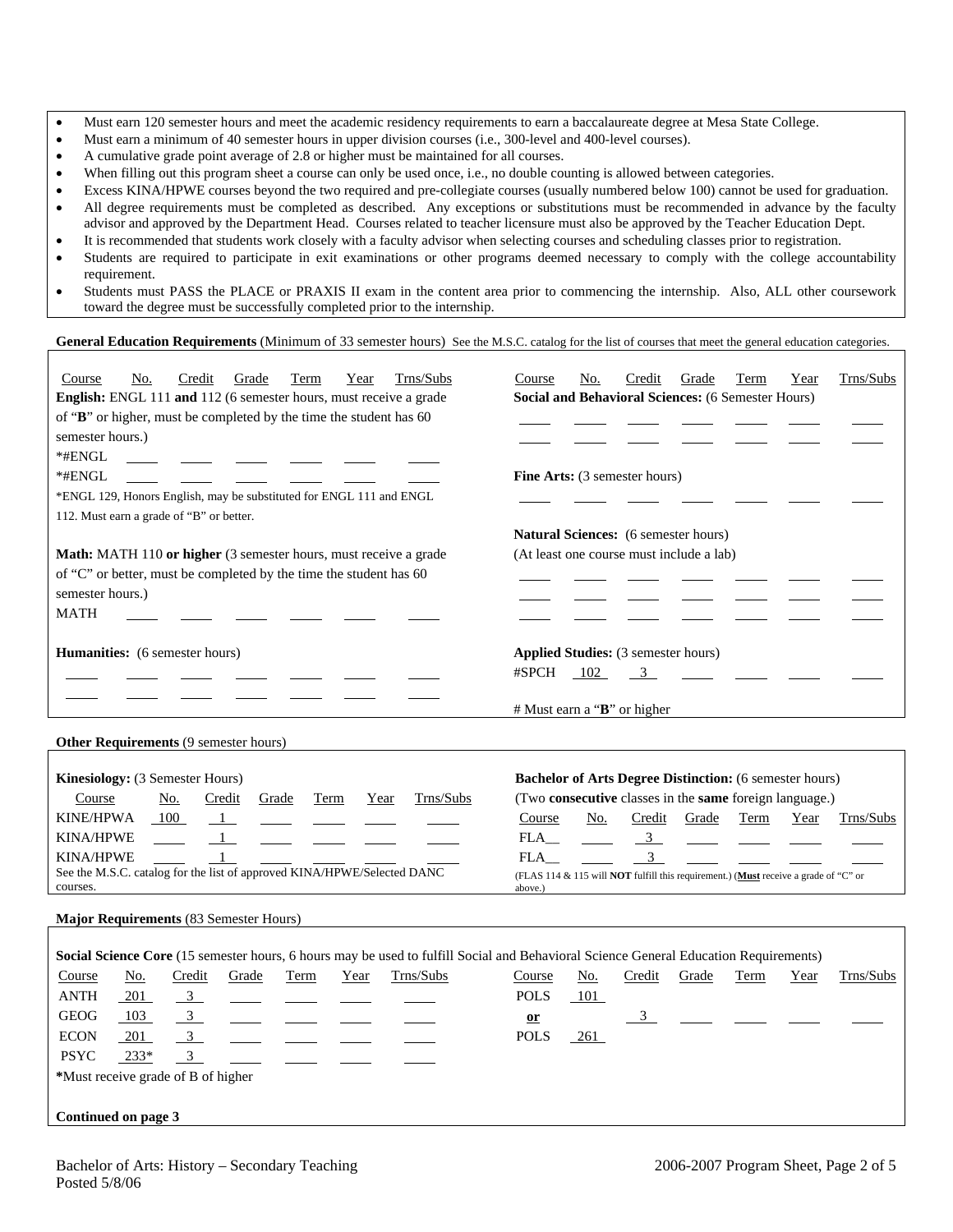- Must earn 120 semester hours and meet the academic residency requirements to earn a baccalaureate degree at Mesa State College.
- Must earn a minimum of 40 semester hours in upper division courses (i.e., 300-level and 400-level courses).
- A cumulative grade point average of 2.8 or higher must be maintained for all courses.
- When filling out this program sheet a course can only be used once, i.e., no double counting is allowed between categories.
- Excess KINA/HPWE courses beyond the two required and pre-collegiate courses (usually numbered below 100) cannot be used for graduation.
- All degree requirements must be completed as described. Any exceptions or substitutions must be recommended in advance by the faculty advisor and approved by the Department Head. Courses related to teacher licensure must also be approved by the Teacher Education Dept.
- It is recommended that students work closely with a faculty advisor when selecting courses and scheduling classes prior to registration.
- Students are required to participate in exit examinations or other programs deemed necessary to comply with the college accountability requirement.
- Students must PASS the PLACE or PRAXIS II exam in the content area prior to commencing the internship. Also, ALL other coursework toward the degree must be successfully completed prior to the internship.

**General Education Requirements** (Minimum of 33 semester hours) See the M.S.C. catalog for the list of courses that meet the general education categories.

**English:** ENGL 111 **and** 112 (6 semester hours, must receive a grade of "**B**" or higher, must be completed by the time the student has 60 semester hours.)

| Course | No. | Credit | Grade | Term | Year | Trns/Subs |
|---|---|---|---|---|---|---|
| *#ENGL | | | | | | |
| *#ENGL | | | | | | |

*ENGL 129, Honors English, may be substituted for ENGL 111 and ENGL 112. Must earn a grade of "B" or better.

**Math:** MATH 110 **or higher** (3 semester hours, must receive a grade of "C" or better, must be completed by the time the student has 60 semester hours.)

| Course | No. | Credit | Grade | Term | Year | Trns/Subs |
|---|---|---|---|---|---|---|
| MATH | | | | | | |

**Humanities:** (6 semester hours)

| Course | No. | Credit | Grade | Term | Year | Trns/Subs |
|---|---|---|---|---|---|---|
| | | | | | | |
| | | | | | | |

**Social and Behavioral Sciences:** (6 Semester Hours)

| Course | No. | Credit | Grade | Term | Year | Trns/Subs |
|---|---|---|---|---|---|---|
| | | | | | | |
| | | | | | | |

**Fine Arts:** (3 semester hours)

| Course | No. | Credit | Grade | Term | Year | Trns/Subs |
|---|---|---|---|---|---|---|
| | | | | | | |

**Natural Sciences:** (6 semester hours)
(At least one course must include a lab)

| Course | No. | Credit | Grade | Term | Year | Trns/Subs |
|---|---|---|---|---|---|---|
| | | | | | | |
| | | | | | | |
| | | | | | | |

**Applied Studies:** (3 semester hours)

| Course | No. | Credit | Grade | Term | Year | Trns/Subs |
|---|---|---|---|---|---|---|
| #SPCH | 102 | 3 | | | | |

# Must earn a "**B**" or higher

**Other Requirements** (9 semester hours)

**Kinesiology:** (3 Semester Hours)

| Course | No. | Credit | Grade | Term | Year | Trns/Subs |
|---|---|---|---|---|---|---|
| KINE/HPWA | 100 | 1 | | | | |
| KINA/HPWE | | 1 | | | | |
| KINA/HPWE | | 1 | | | | |

See the M.S.C. catalog for the list of approved KINA/HPWE/Selected DANC courses.

**Bachelor of Arts Degree Distinction:** (6 semester hours)
(Two **consecutive** classes in the **same** foreign language.)

| Course | No. | Credit | Grade | Term | Year | Trns/Subs |
|---|---|---|---|---|---|---|
| FLA__ | | 3 | | | | |
| FLA__ | | 3 | | | | |

(FLAS 114 & 115 will **NOT** fulfill this requirement.) (**Must** receive a grade of "C" or above.)

**Major Requirements** (83 Semester Hours)

**Social Science Core** (15 semester hours, 6 hours may be used to fulfill Social and Behavioral Science General Education Requirements)

| Course | No. | Credit | Grade | Term | Year | Trns/Subs |
|---|---|---|---|---|---|---|
| ANTH | 201 | 3 | | | | |
| GEOG | 103 | 3 | | | | |
| ECON | 201 | 3 | | | | |
| PSYC | 233* | 3 | | | | |
| POLS 101 **or** POLS 261 | | 3 | | | | |

***Must receive grade of B of higher**

**Continued on page 3**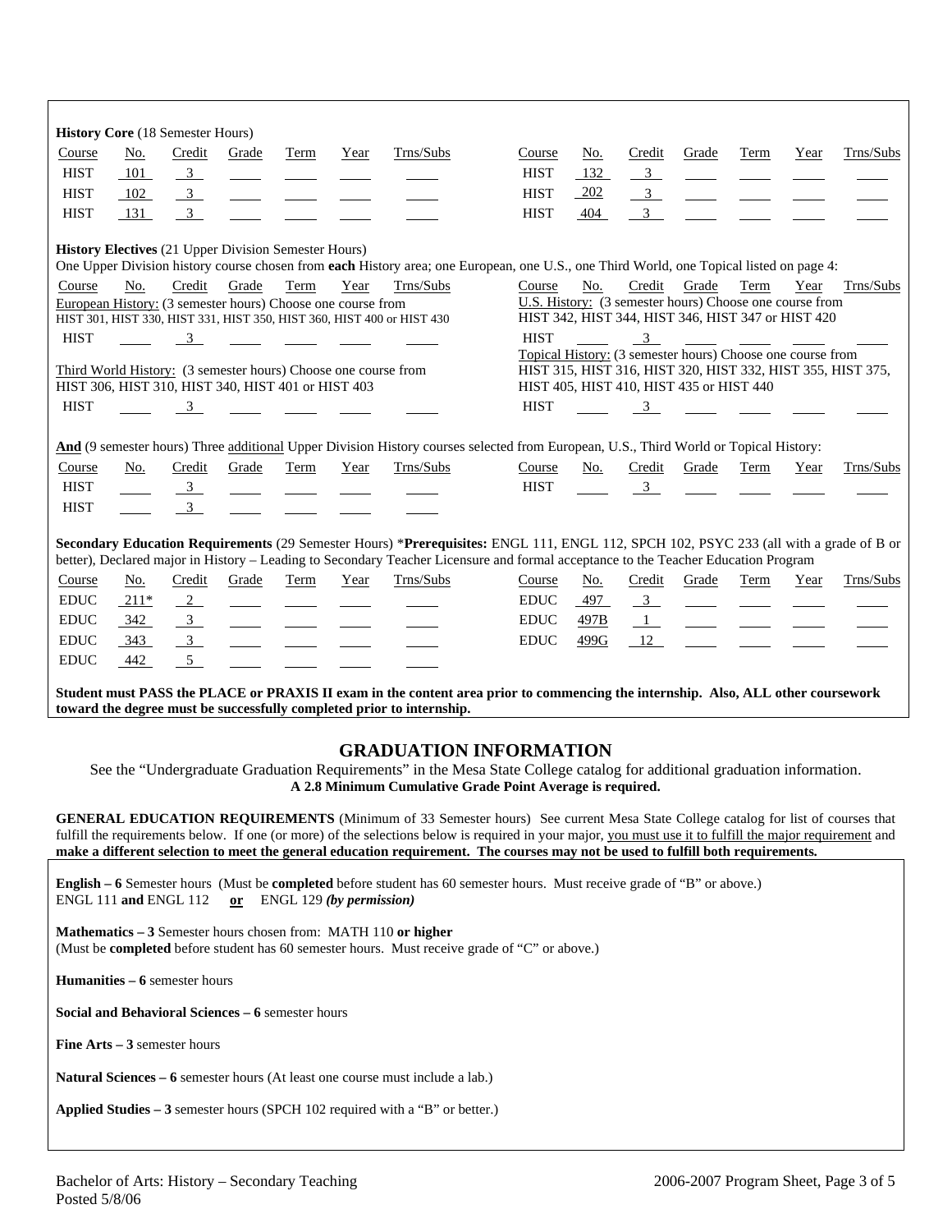**History Core** (18 Semester Hours)

| Course | No. | Credit | Grade | Term | Year | Trns/Subs | Course | No. | Credit | Grade | Term | Year | Trns/Subs |
|---|---|---|---|---|---|---|---|---|---|---|---|---|---|
| HIST | 101 | 3 | | | | | HIST | 132 | 3 | | | | |
| HIST | 102 | 3 | | | | | HIST | 202 | 3 | | | | |
| HIST | 131 | 3 | | | | | HIST | 404 | 3 | | | | |

**History Electives** (21 Upper Division Semester Hours)

One Upper Division history course chosen from **each** History area; one European, one U.S., one Third World, one Topical listed on page 4:

| Course | No. | Credit | Grade | Term | Year | Trns/Subs | Course | No. | Credit | Grade | Term | Year | Trns/Subs |
|---|---|---|---|---|---|---|---|---|---|---|---|---|---|
| European History: (3 semester hours) Choose one course from HIST 301, HIST 330, HIST 331, HIST 350, HIST 360, HIST 400 or HIST 430 | | | | | | | U.S. History: (3 semester hours) Choose one course from HIST 342, HIST 344, HIST 346, HIST 347 or HIST 420 | | | | | | |
| HIST | | 3 | | | | | HIST | | 3 | | | | |
| Third World History: (3 semester hours) Choose one course from HIST 306, HIST 310, HIST 340, HIST 401 or HIST 403 | | | | | | | Topical History: (3 semester hours) Choose one course from HIST 315, HIST 316, HIST 320, HIST 332, HIST 355, HIST 375, HIST 405, HIST 410, HIST 435 or HIST 440 | | | | | | |
| HIST | | 3 | | | | | HIST | | 3 | | | | |

**And** (9 semester hours) Three additional Upper Division History courses selected from European, U.S., Third World or Topical History:

| Course | No. | Credit | Grade | Term | Year | Trns/Subs | Course | No. | Credit | Grade | Term | Year | Trns/Subs |
|---|---|---|---|---|---|---|---|---|---|---|---|---|---|
| HIST | | 3 | | | | | HIST | | 3 | | | | |
| HIST | | 3 | | | | | | | | | | | |

**Secondary Education Requirements** (29 Semester Hours) ***Prerequisites:** ENGL 111, ENGL 112, SPCH 102, PSYC 233 (all with a grade of B or better), Declared major in History – Leading to Secondary Teacher Licensure and formal acceptance to the Teacher Education Program

| Course | No. | Credit | Grade | Term | Year | Trns/Subs | Course | No. | Credit | Grade | Term | Year | Trns/Subs |
|---|---|---|---|---|---|---|---|---|---|---|---|---|---|
| EDUC | 211* | 2 | | | | | EDUC | 497 | 3 | | | | |
| EDUC | 342 | 3 | | | | | EDUC | 497B | 1 | | | | |
| EDUC | 343 | 3 | | | | | EDUC | 499G | 12 | | | | |
| EDUC | 442 | 5 | | | | | | | | | | | |

**Student must PASS the PLACE or PRAXIS II exam in the content area prior to commencing the internship. Also, ALL other coursework toward the degree must be successfully completed prior to internship.**

## GRADUATION INFORMATION

See the "Undergraduate Graduation Requirements" in the Mesa State College catalog for additional graduation information.
**A 2.8 Minimum Cumulative Grade Point Average is required.**

**GENERAL EDUCATION REQUIREMENTS** (Minimum of 33 Semester hours) See current Mesa State College catalog for list of courses that fulfill the requirements below. If one (or more) of the selections below is required in your major, you must use it to fulfill the major requirement and **make a different selection to meet the general education requirement. The courses may not be used to fulfill both requirements.**

**English – 6** Semester hours (Must be **completed** before student has 60 semester hours. Must receive grade of "B" or above.)
ENGL 111 **and** ENGL 112 **or** ENGL 129 ***(by permission)***

**Mathematics – 3** Semester hours chosen from: MATH 110 **or higher**
(Must be **completed** before student has 60 semester hours. Must receive grade of "C" or above.)

**Humanities – 6** semester hours

**Social and Behavioral Sciences – 6** semester hours

**Fine Arts – 3** semester hours

**Natural Sciences – 6** semester hours (At least one course must include a lab.)

**Applied Studies – 3** semester hours (SPCH 102 required with a "B" or better.)

Bachelor of Arts: History – Secondary Teaching
Posted 5/8/06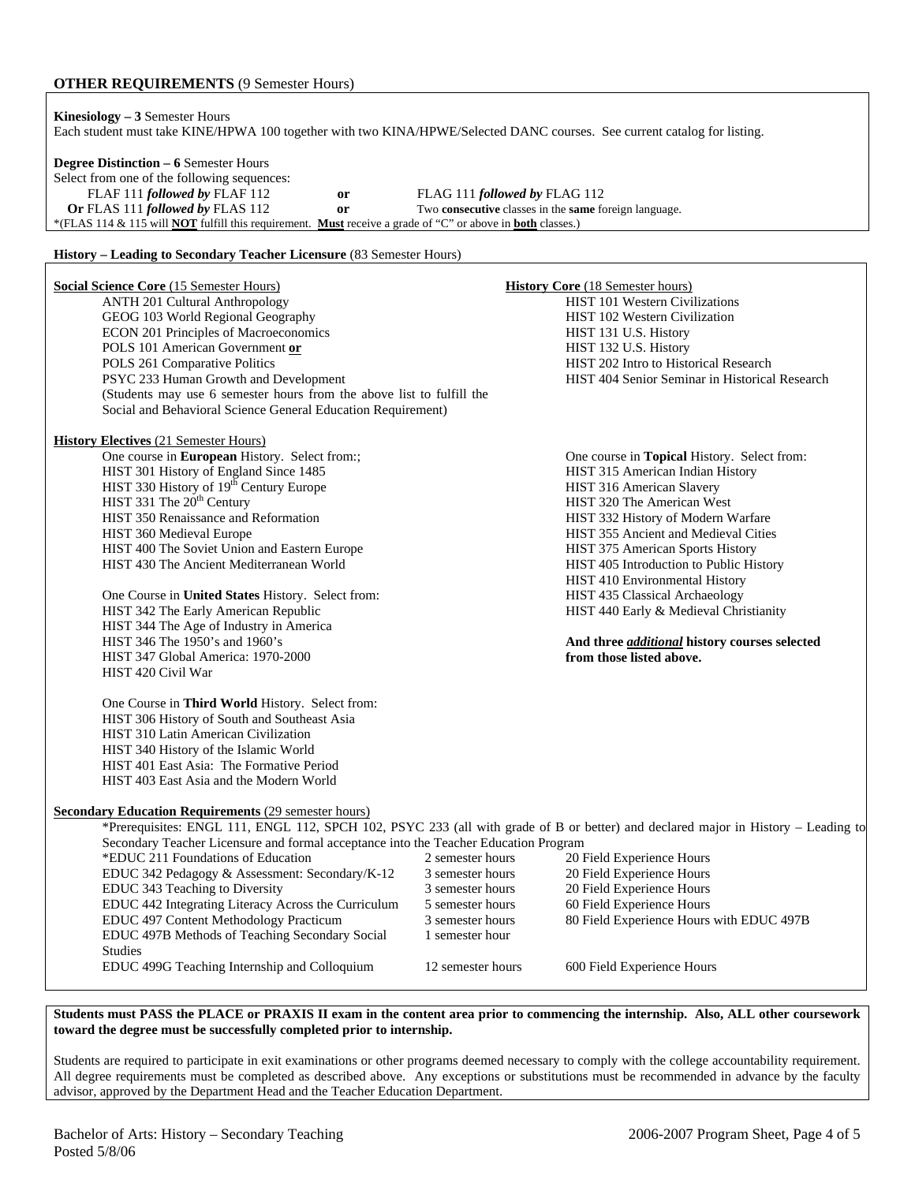## OTHER REQUIREMENTS (9 Semester Hours)

**Kinesiology – 3** Semester Hours
Each student must take KINE/HPWA 100 together with two KINA/HPWE/Selected DANC courses. See current catalog for listing.

**Degree Distinction – 6** Semester Hours
Select from one of the following sequences:

FLAF 111 ***followed by*** FLAF 112 **or** FLAG 111 ***followed by*** FLAG 112
**Or** FLAS 111 ***followed by*** FLAS 112 **or** Two **consecutive** classes in the **same** foreign language.

*(FLAS 114 & 115 will **NOT** fulfill this requirement. **Must** receive a grade of "C" or above in **both** classes.)

## History – Leading to Secondary Teacher Licensure (83 Semester Hours)

**Social Science Core** (15 Semester Hours)

- ANTH 201 Cultural Anthropology
- GEOG 103 World Regional Geography
- ECON 201 Principles of Macroeconomics
- POLS 101 American Government **or**
- POLS 261 Comparative Politics
- PSYC 233 Human Growth and Development

(Students may use 6 semester hours from the above list to fulfill the Social and Behavioral Science General Education Requirement)

**History Core** (18 Semester hours)

- HIST 101 Western Civilizations
- HIST 102 Western Civilization
- HIST 131 U.S. History
- HIST 132 U.S. History
- HIST 202 Intro to Historical Research
- HIST 404 Senior Seminar in Historical Research

**History Electives** (21 Semester Hours)

One course in **European** History. Select from:;

- HIST 301 History of England Since 1485
- HIST 330 History of 19th Century Europe
- HIST 331 The 20th Century
- HIST 350 Renaissance and Reformation
- HIST 360 Medieval Europe
- HIST 400 The Soviet Union and Eastern Europe
- HIST 430 The Ancient Mediterranean World

One Course in **United States** History. Select from:

- HIST 342 The Early American Republic
- HIST 344 The Age of Industry in America
- HIST 346 The 1950's and 1960's
- HIST 347 Global America: 1970-2000
- HIST 420 Civil War

One Course in **Third World** History. Select from:

- HIST 306 History of South and Southeast Asia
- HIST 310 Latin American Civilization
- HIST 340 History of the Islamic World
- HIST 401 East Asia: The Formative Period
- HIST 403 East Asia and the Modern World

One course in **Topical** History. Select from:

- HIST 315 American Indian History
- HIST 316 American Slavery
- HIST 320 The American West
- HIST 332 History of Modern Warfare
- HIST 355 Ancient and Medieval Cities
- HIST 375 American Sports History
- HIST 405 Introduction to Public History
- HIST 410 Environmental History
- HIST 435 Classical Archaeology
- HIST 440 Early & Medieval Christianity

**And three *additional* history courses selected from those listed above.**

**Secondary Education Requirements** (29 semester hours)

*Prerequisites: ENGL 111, ENGL 112, SPCH 102, PSYC 233 (all with grade of B or better) and declared major in History – Leading to Secondary Teacher Licensure and formal acceptance into the Teacher Education Program

| Course | Hours | Field Experience |
|---|---|---|
| *EDUC 211 Foundations of Education | 2 semester hours | 20 Field Experience Hours |
| EDUC 342 Pedagogy & Assessment: Secondary/K-12 | 3 semester hours | 20 Field Experience Hours |
| EDUC 343 Teaching to Diversity | 3 semester hours | 20 Field Experience Hours |
| EDUC 442 Integrating Literacy Across the Curriculum | 5 semester hours | 60 Field Experience Hours |
| EDUC 497 Content Methodology Practicum | 3 semester hours | 80 Field Experience Hours with EDUC 497B |
| EDUC 497B Methods of Teaching Secondary Social Studies | 1 semester hour | |
| EDUC 499G Teaching Internship and Colloquium | 12 semester hours | 600 Field Experience Hours |

**Students must PASS the PLACE or PRAXIS II exam in the content area prior to commencing the internship. Also, ALL other coursework toward the degree must be successfully completed prior to internship.**

Students are required to participate in exit examinations or other programs deemed necessary to comply with the college accountability requirement. All degree requirements must be completed as described above. Any exceptions or substitutions must be recommended in advance by the faculty advisor, approved by the Department Head and the Teacher Education Department.

Bachelor of Arts: History – Secondary Teaching
Posted 5/8/06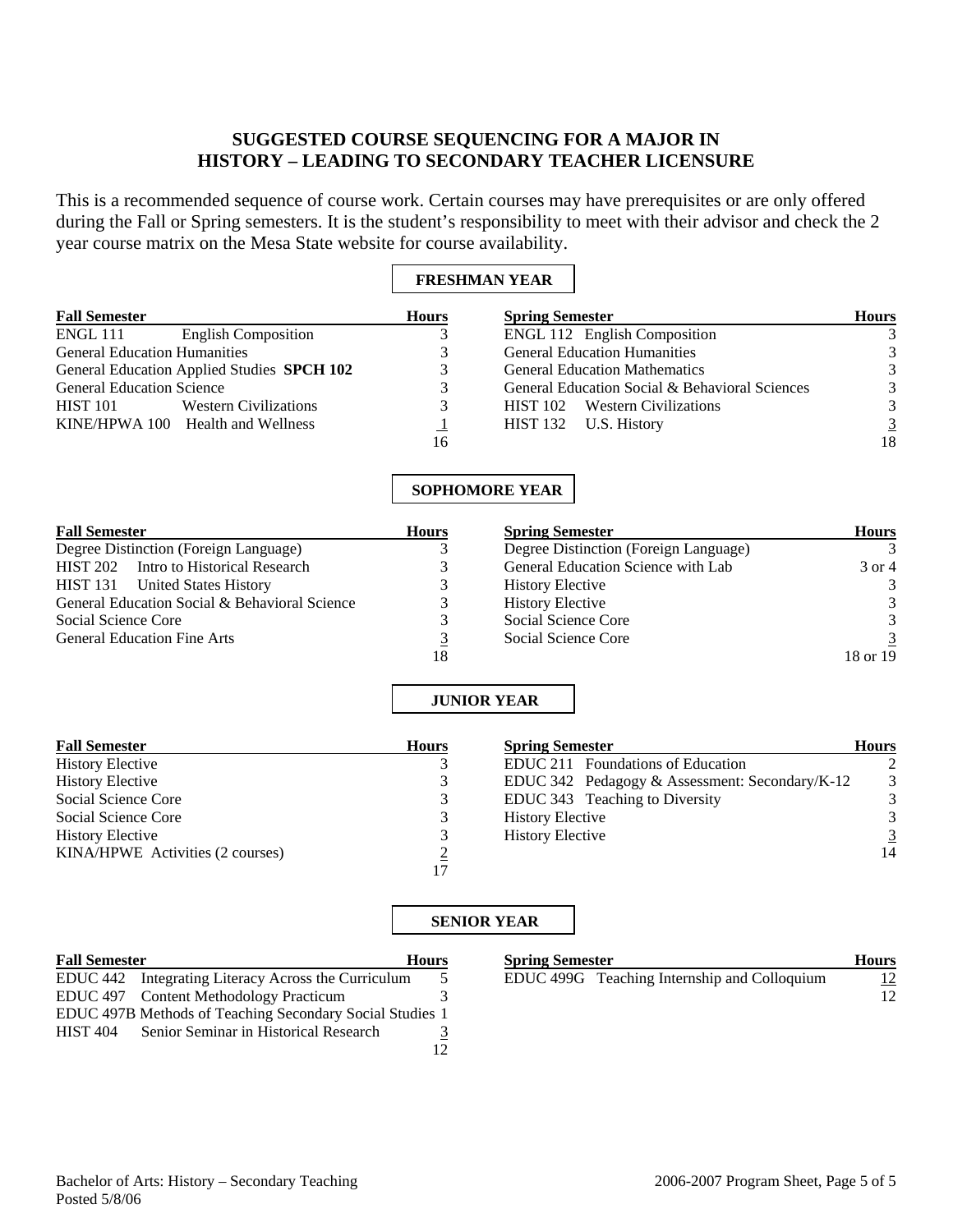# SUGGESTED COURSE SEQUENCING FOR A MAJOR IN HISTORY – LEADING TO SECONDARY TEACHER LICENSURE

This is a recommended sequence of course work. Certain courses may have prerequisites or are only offered during the Fall or Spring semesters. It is the student's responsibility to meet with their advisor and check the 2 year course matrix on the Mesa State website for course availability.

## FRESHMAN YEAR

| Fall Semester | Hours | Spring Semester | Hours |
|---|---|---|---|
| ENGL 111 English Composition | 3 | ENGL 112 English Composition | 3 |
| General Education Humanities | 3 | General Education Humanities | 3 |
| General Education Applied Studies **SPCH 102** | 3 | General Education Mathematics | 3 |
| General Education Science | 3 | General Education Social & Behavioral Sciences | 3 |
| HIST 101 Western Civilizations | 3 | HIST 102 Western Civilizations | 3 |
| KINE/HPWA 100 Health and Wellness | 1 | HIST 132 U.S. History | 3 |
| | 16 | | 18 |

## SOPHOMORE YEAR

| Fall Semester | Hours | Spring Semester | Hours |
|---|---|---|---|
| Degree Distinction (Foreign Language) | 3 | Degree Distinction (Foreign Language) | 3 |
| HIST 202 Intro to Historical Research | 3 | General Education Science with Lab | 3 or 4 |
| HIST 131 United States History | 3 | History Elective | 3 |
| General Education Social & Behavioral Science | 3 | History Elective | 3 |
| Social Science Core | 3 | Social Science Core | 3 |
| General Education Fine Arts | 3 | Social Science Core | 3 |
| | 18 | | 18 or 19 |

## JUNIOR YEAR

| Fall Semester | Hours | Spring Semester | Hours |
|---|---|---|---|
| History Elective | 3 | EDUC 211 Foundations of Education | 2 |
| History Elective | 3 | EDUC 342 Pedagogy & Assessment: Secondary/K-12 | 3 |
| Social Science Core | 3 | EDUC 343 Teaching to Diversity | 3 |
| Social Science Core | 3 | History Elective | 3 |
| History Elective | 3 | History Elective | 3 |
| KINA/HPWE Activities (2 courses) | 2 | | 14 |
| | 17 | | |

## SENIOR YEAR

| Fall Semester | Hours | Spring Semester | Hours |
|---|---|---|---|
| EDUC 442 Integrating Literacy Across the Curriculum | 5 | EDUC 499G Teaching Internship and Colloquium | 12 |
| EDUC 497 Content Methodology Practicum | 3 | | 12 |
| EDUC 497B Methods of Teaching Secondary Social Studies | 1 | | |
| HIST 404 Senior Seminar in Historical Research | 3 | | |
| | 12 | | |

Bachelor of Arts: History – Secondary Teaching
Posted 5/8/06

2006-2007 Program Sheet